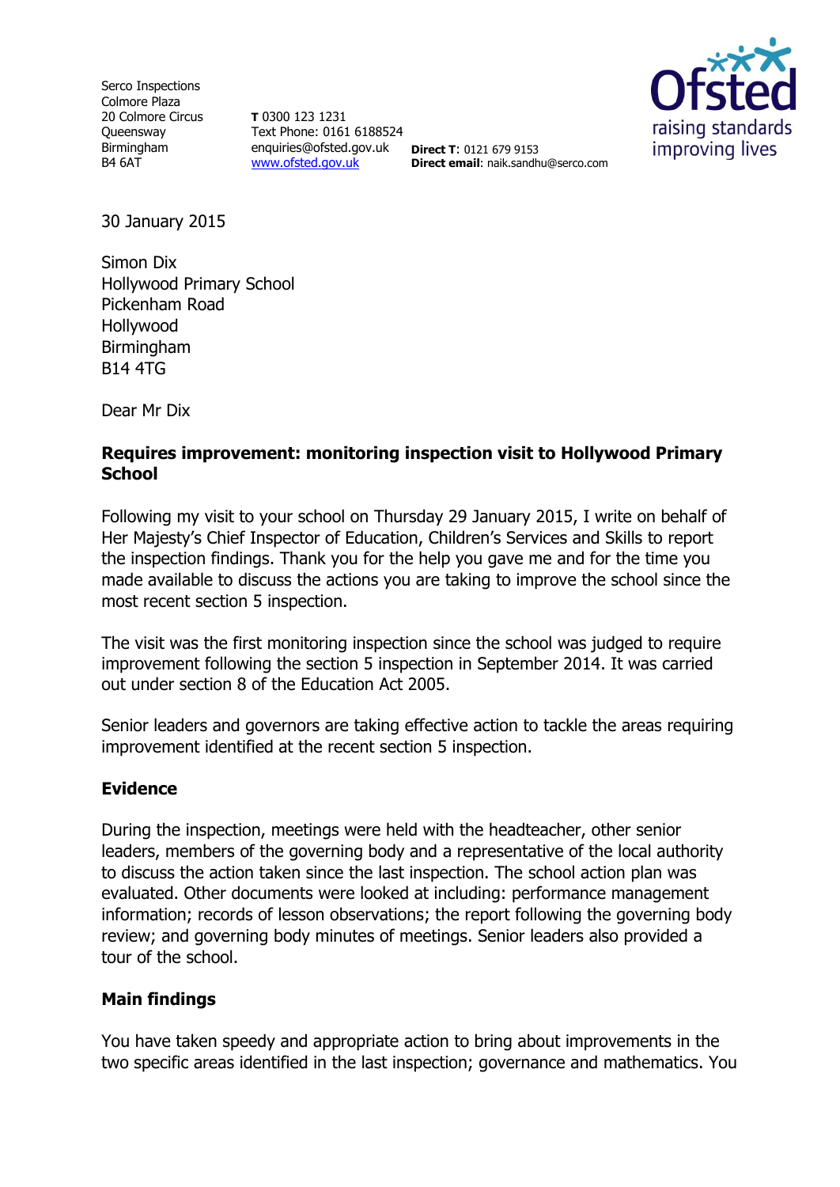Serco Inspections
Colmore Plaza
20 Colmore Circus
Queensway
Birmingham
B4 6AT

**T** 0300 123 1231
Text Phone: 0161 6188524
enquiries@ofsted.gov.uk
www.ofsted.gov.uk

**Direct T**: 0121 679 9153
**Direct email**: naik.sandhu@serco.com

Ofsted
raising standards
improving lives

30 January 2015

Simon Dix
Hollywood Primary School
Pickenham Road
Hollywood
Birmingham
B14 4TG

Dear Mr Dix

**Requires improvement: monitoring inspection visit to Hollywood Primary School**

Following my visit to your school on Thursday 29 January 2015, I write on behalf of Her Majesty's Chief Inspector of Education, Children's Services and Skills to report the inspection findings. Thank you for the help you gave me and for the time you made available to discuss the actions you are taking to improve the school since the most recent section 5 inspection.

The visit was the first monitoring inspection since the school was judged to require improvement following the section 5 inspection in September 2014. It was carried out under section 8 of the Education Act 2005.

Senior leaders and governors are taking effective action to tackle the areas requiring improvement identified at the recent section 5 inspection.

## Evidence

During the inspection, meetings were held with the headteacher, other senior leaders, members of the governing body and a representative of the local authority to discuss the action taken since the last inspection. The school action plan was evaluated. Other documents were looked at including: performance management information; records of lesson observations; the report following the governing body review; and governing body minutes of meetings. Senior leaders also provided a tour of the school.

## Main findings

You have taken speedy and appropriate action to bring about improvements in the two specific areas identified in the last inspection; governance and mathematics. You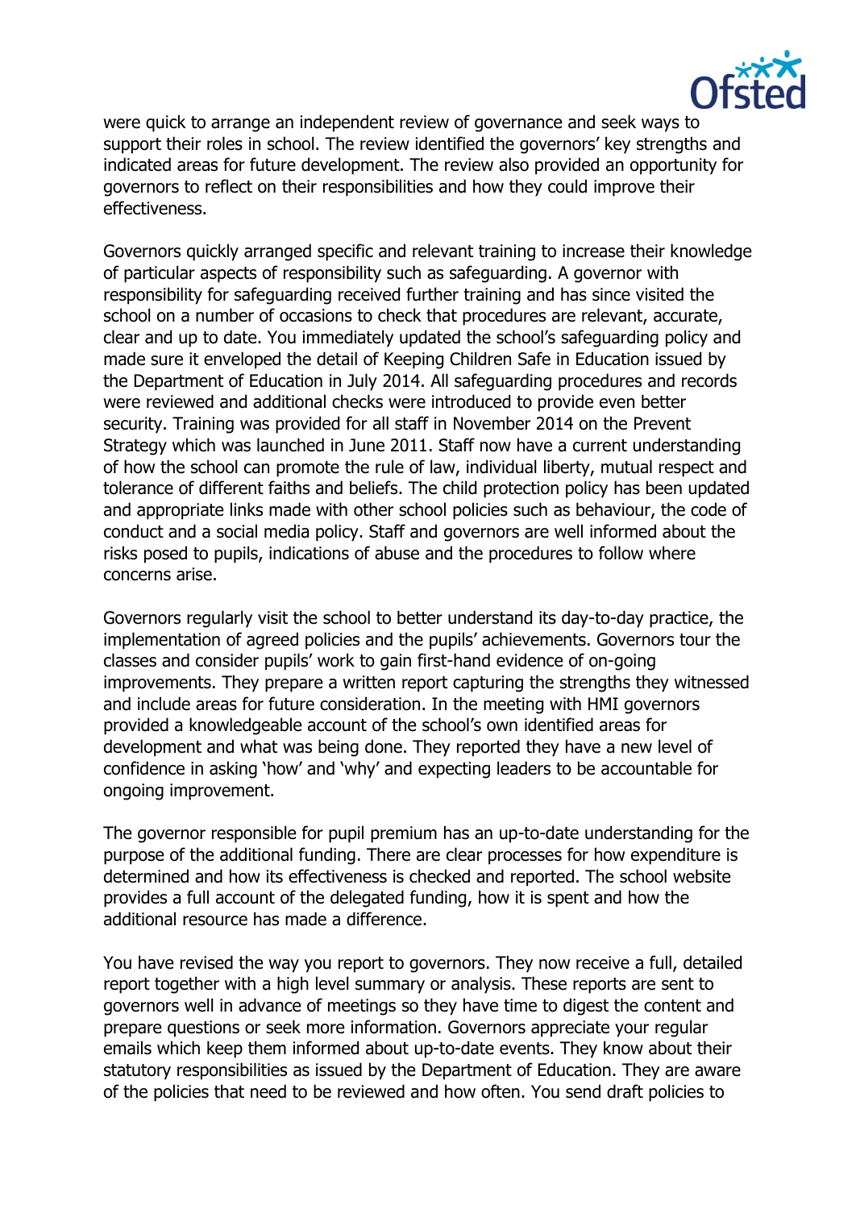were quick to arrange an independent review of governance and seek ways to support their roles in school. The review identified the governors' key strengths and indicated areas for future development. The review also provided an opportunity for governors to reflect on their responsibilities and how they could improve their effectiveness.

Governors quickly arranged specific and relevant training to increase their knowledge of particular aspects of responsibility such as safeguarding. A governor with responsibility for safeguarding received further training and has since visited the school on a number of occasions to check that procedures are relevant, accurate, clear and up to date. You immediately updated the school's safeguarding policy and made sure it enveloped the detail of Keeping Children Safe in Education issued by the Department of Education in July 2014. All safeguarding procedures and records were reviewed and additional checks were introduced to provide even better security. Training was provided for all staff in November 2014 on the Prevent Strategy which was launched in June 2011. Staff now have a current understanding of how the school can promote the rule of law, individual liberty, mutual respect and tolerance of different faiths and beliefs. The child protection policy has been updated and appropriate links made with other school policies such as behaviour, the code of conduct and a social media policy. Staff and governors are well informed about the risks posed to pupils, indications of abuse and the procedures to follow where concerns arise.

Governors regularly visit the school to better understand its day-to-day practice, the implementation of agreed policies and the pupils' achievements. Governors tour the classes and consider pupils' work to gain first-hand evidence of on-going improvements. They prepare a written report capturing the strengths they witnessed and include areas for future consideration. In the meeting with HMI governors provided a knowledgeable account of the school's own identified areas for development and what was being done. They reported they have a new level of confidence in asking 'how' and 'why' and expecting leaders to be accountable for ongoing improvement.

The governor responsible for pupil premium has an up-to-date understanding for the purpose of the additional funding. There are clear processes for how expenditure is determined and how its effectiveness is checked and reported. The school website provides a full account of the delegated funding, how it is spent and how the additional resource has made a difference.

You have revised the way you report to governors. They now receive a full, detailed report together with a high level summary or analysis. These reports are sent to governors well in advance of meetings so they have time to digest the content and prepare questions or seek more information. Governors appreciate your regular emails which keep them informed about up-to-date events. They know about their statutory responsibilities as issued by the Department of Education. They are aware of the policies that need to be reviewed and how often. You send draft policies to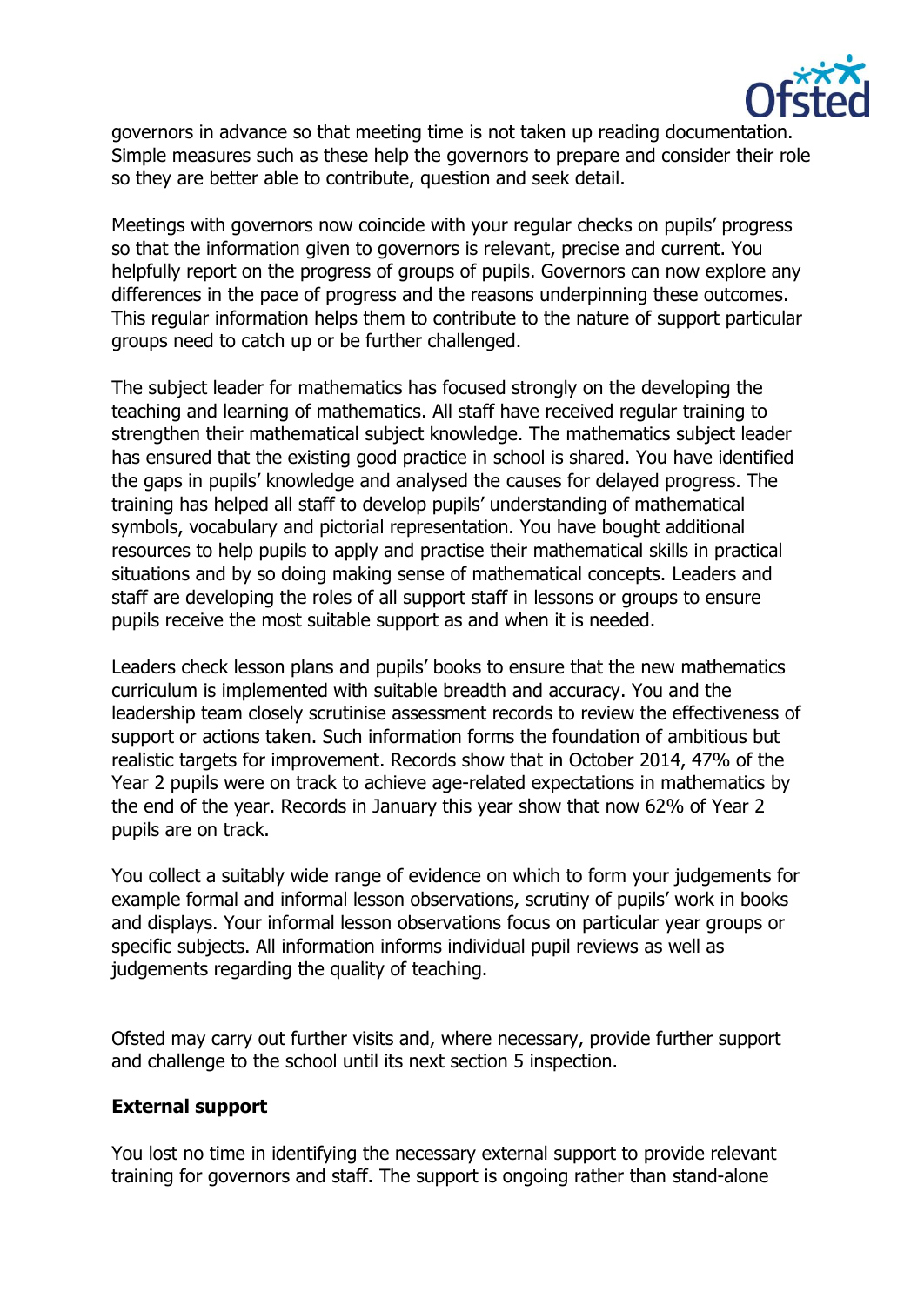governors in advance so that meeting time is not taken up reading documentation. Simple measures such as these help the governors to prepare and consider their role so they are better able to contribute, question and seek detail.

Meetings with governors now coincide with your regular checks on pupils' progress so that the information given to governors is relevant, precise and current. You helpfully report on the progress of groups of pupils. Governors can now explore any differences in the pace of progress and the reasons underpinning these outcomes. This regular information helps them to contribute to the nature of support particular groups need to catch up or be further challenged.

The subject leader for mathematics has focused strongly on the developing the teaching and learning of mathematics. All staff have received regular training to strengthen their mathematical subject knowledge. The mathematics subject leader has ensured that the existing good practice in school is shared. You have identified the gaps in pupils' knowledge and analysed the causes for delayed progress. The training has helped all staff to develop pupils' understanding of mathematical symbols, vocabulary and pictorial representation. You have bought additional resources to help pupils to apply and practise their mathematical skills in practical situations and by so doing making sense of mathematical concepts. Leaders and staff are developing the roles of all support staff in lessons or groups to ensure pupils receive the most suitable support as and when it is needed.

Leaders check lesson plans and pupils' books to ensure that the new mathematics curriculum is implemented with suitable breadth and accuracy. You and the leadership team closely scrutinise assessment records to review the effectiveness of support or actions taken. Such information forms the foundation of ambitious but realistic targets for improvement. Records show that in October 2014, 47% of the Year 2 pupils were on track to achieve age-related expectations in mathematics by the end of the year. Records in January this year show that now 62% of Year 2 pupils are on track.

You collect a suitably wide range of evidence on which to form your judgements for example formal and informal lesson observations, scrutiny of pupils' work in books and displays. Your informal lesson observations focus on particular year groups or specific subjects. All information informs individual pupil reviews as well as judgements regarding the quality of teaching.

Ofsted may carry out further visits and, where necessary, provide further support and challenge to the school until its next section 5 inspection.

**External support**

You lost no time in identifying the necessary external support to provide relevant training for governors and staff. The support is ongoing rather than stand-alone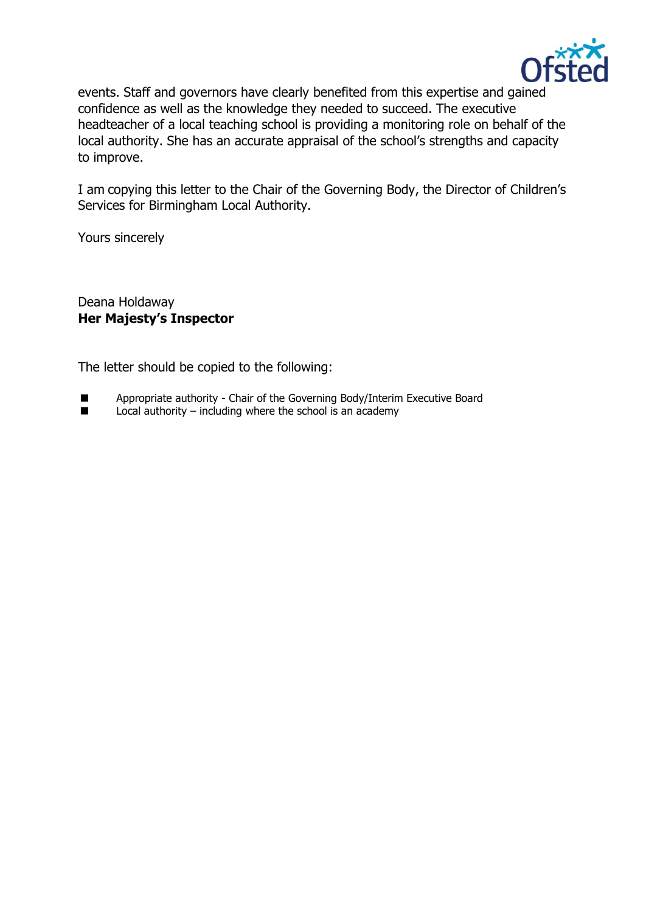events. Staff and governors have clearly benefited from this expertise and gained confidence as well as the knowledge they needed to succeed. The executive headteacher of a local teaching school is providing a monitoring role on behalf of the local authority. She has an accurate appraisal of the school's strengths and capacity to improve.

I am copying this letter to the Chair of the Governing Body, the Director of Children's Services for Birmingham Local Authority.

Yours sincerely

Deana Holdaway
**Her Majesty's Inspector**

The letter should be copied to the following:

- Appropriate authority - Chair of the Governing Body/Interim Executive Board
- Local authority – including where the school is an academy